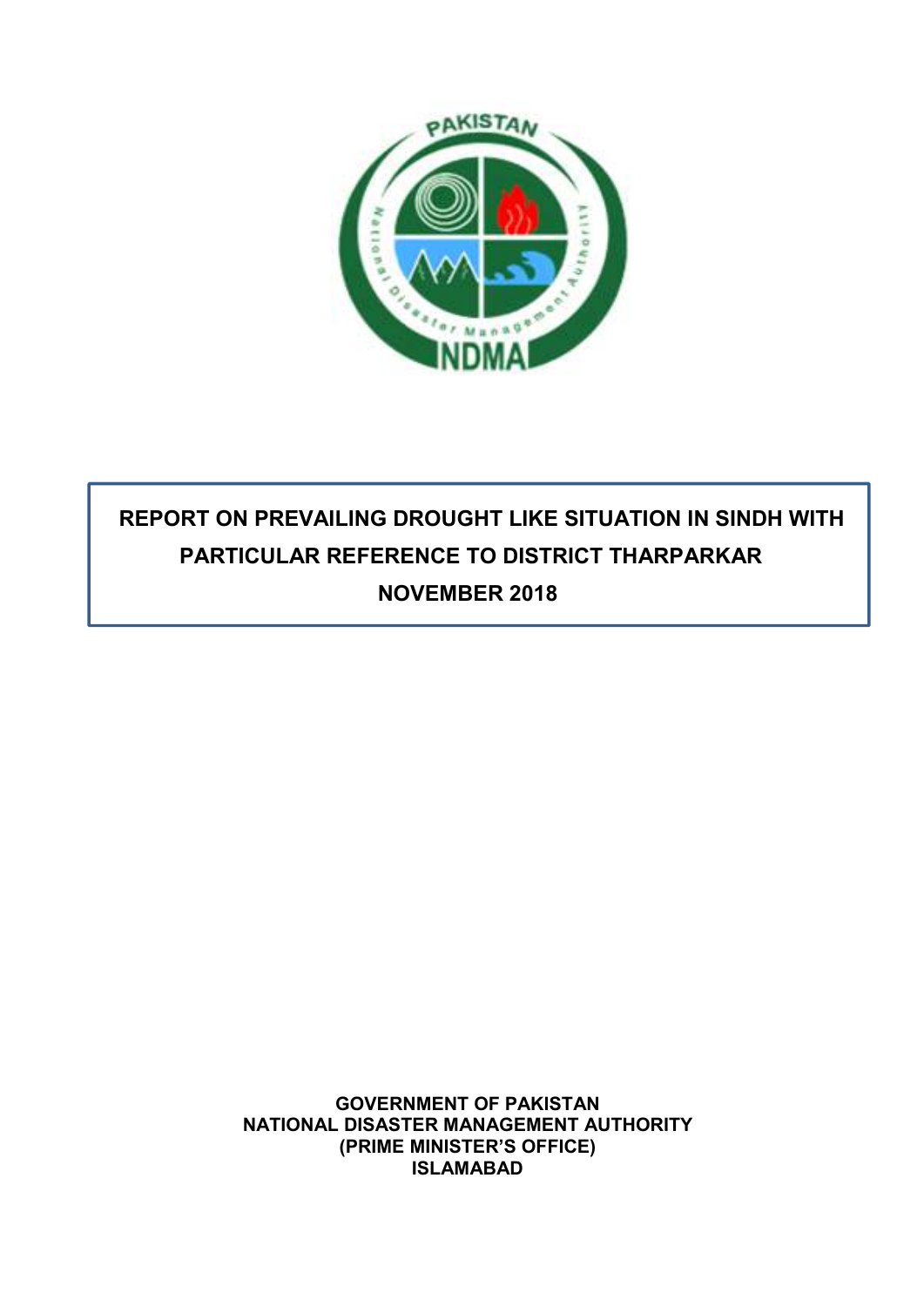# REPORT ON PREVAILING DROUGHT LIKE SITUATION IN SINDH WITH PARTICULAR REFERENCE TO DISTRICT THARPARKAR

## NOVEMBER 2018

**GOVERNMENT OF PAKISTAN**
**NATIONAL DISASTER MANAGEMENT AUTHORITY**
**(PRIME MINISTER'S OFFICE)**
**ISLAMABAD**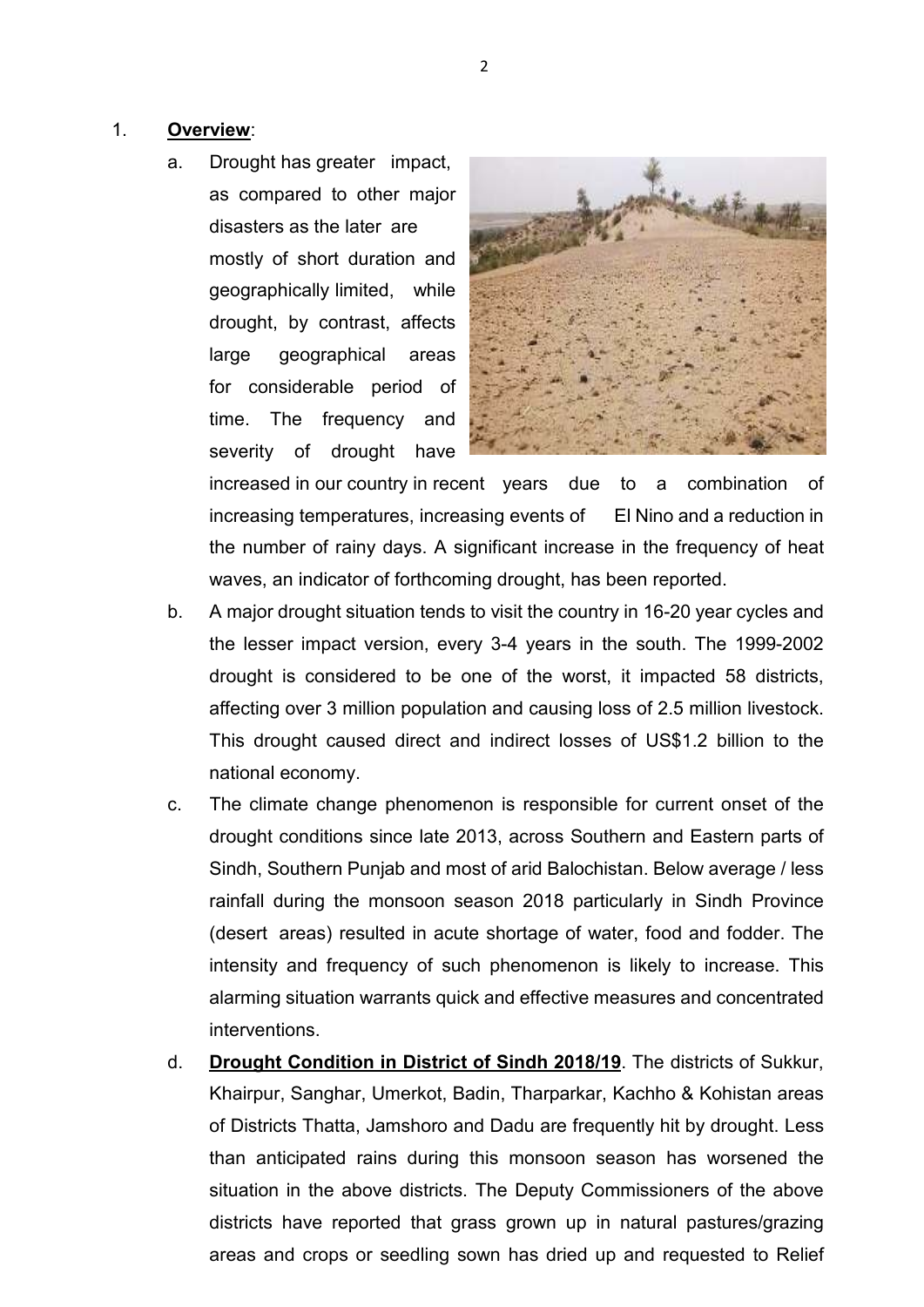1. **Overview**:

   a. Drought has greater impact, as compared to other major disasters as the later are mostly of short duration and geographically limited, while drought, by contrast, affects large geographical areas for considerable period of time. The frequency and severity of drought have increased in our country in recent years due to a combination of increasing temperatures, increasing events of El Nino and a reduction in the number of rainy days. A significant increase in the frequency of heat waves, an indicator of forthcoming drought, has been reported.

   b. A major drought situation tends to visit the country in 16-20 year cycles and the lesser impact version, every 3-4 years in the south. The 1999-2002 drought is considered to be one of the worst, it impacted 58 districts, affecting over 3 million population and causing loss of 2.5 million livestock. This drought caused direct and indirect losses of US$1.2 billion to the national economy.

   c. The climate change phenomenon is responsible for current onset of the drought conditions since late 2013, across Southern and Eastern parts of Sindh, Southern Punjab and most of arid Balochistan. Below average / less rainfall during the monsoon season 2018 particularly in Sindh Province (desert areas) resulted in acute shortage of water, food and fodder. The intensity and frequency of such phenomenon is likely to increase. This alarming situation warrants quick and effective measures and concentrated interventions.

   d. **Drought Condition in District of Sindh 2018/19**. The districts of Sukkur, Khairpur, Sanghar, Umerkot, Badin, Tharparkar, Kachho & Kohistan areas of Districts Thatta, Jamshoro and Dadu are frequently hit by drought. Less than anticipated rains during this monsoon season has worsened the situation in the above districts. The Deputy Commissioners of the above districts have reported that grass grown up in natural pastures/grazing areas and crops or seedling sown has dried up and requested to Relief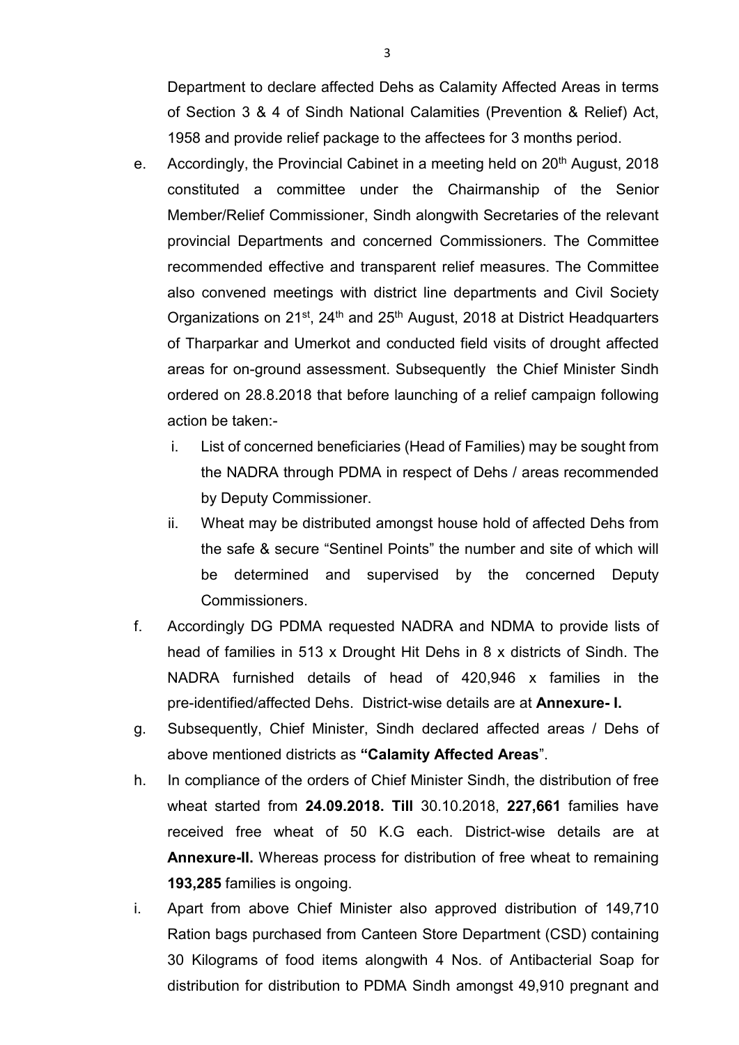Department to declare affected Dehs as Calamity Affected Areas in terms of Section 3 & 4 of Sindh National Calamities (Prevention & Relief) Act, 1958 and provide relief package to the affectees for 3 months period.

e. Accordingly, the Provincial Cabinet in a meeting held on 20th August, 2018 constituted a committee under the Chairmanship of the Senior Member/Relief Commissioner, Sindh alongwith Secretaries of the relevant provincial Departments and concerned Commissioners. The Committee recommended effective and transparent relief measures. The Committee also convened meetings with district line departments and Civil Society Organizations on 21st, 24th and 25th August, 2018 at District Headquarters of Tharparkar and Umerkot and conducted field visits of drought affected areas for on-ground assessment. Subsequently the Chief Minister Sindh ordered on 28.8.2018 that before launching of a relief campaign following action be taken:-

   i. List of concerned beneficiaries (Head of Families) may be sought from the NADRA through PDMA in respect of Dehs / areas recommended by Deputy Commissioner.

   ii. Wheat may be distributed amongst house hold of affected Dehs from the safe & secure "Sentinel Points" the number and site of which will be determined and supervised by the concerned Deputy Commissioners.

f. Accordingly DG PDMA requested NADRA and NDMA to provide lists of head of families in 513 x Drought Hit Dehs in 8 x districts of Sindh. The NADRA furnished details of head of 420,946 x families in the pre-identified/affected Dehs. District-wise details are at **Annexure- I.**

g. Subsequently, Chief Minister, Sindh declared affected areas / Dehs of above mentioned districts as **"Calamity Affected Areas**".

h. In compliance of the orders of Chief Minister Sindh, the distribution of free wheat started from **24.09.2018. Till** 30.10.2018, **227,661** families have received free wheat of 50 K.G each. District-wise details are at **Annexure-II.** Whereas process for distribution of free wheat to remaining **193,285** families is ongoing.

i. Apart from above Chief Minister also approved distribution of 149,710 Ration bags purchased from Canteen Store Department (CSD) containing 30 Kilograms of food items alongwith 4 Nos. of Antibacterial Soap for distribution for distribution to PDMA Sindh amongst 49,910 pregnant and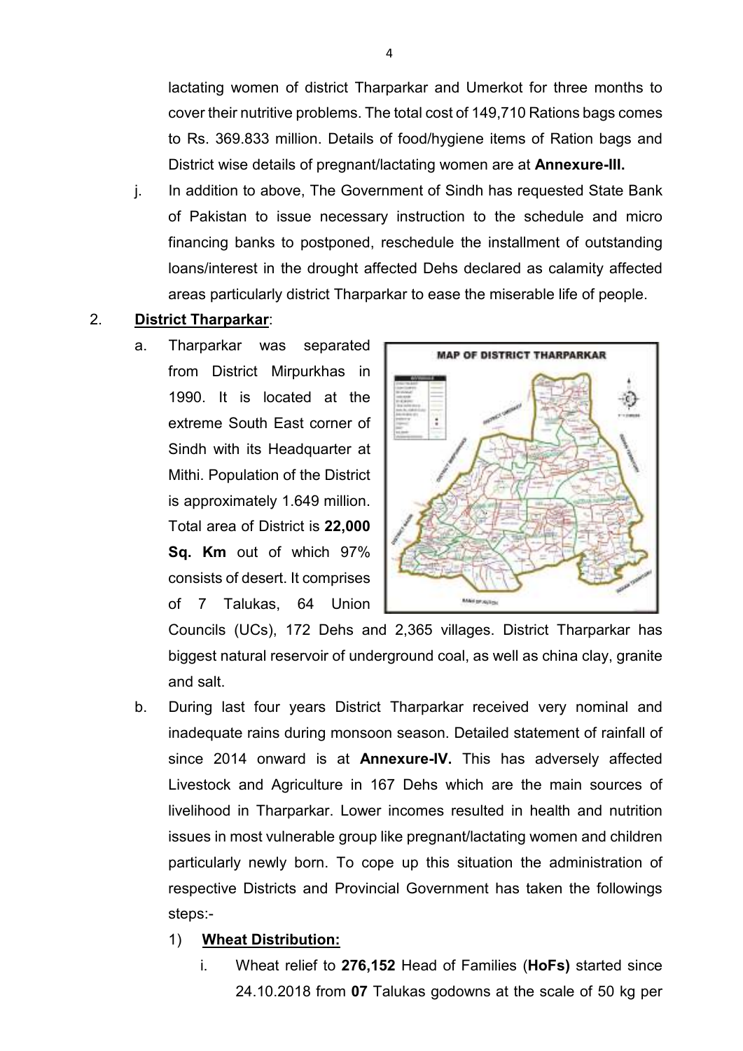lactating women of district Tharparkar and Umerkot for three months to cover their nutritive problems. The total cost of 149,710 Rations bags comes to Rs. 369.833 million. Details of food/hygiene items of Ration bags and District wise details of pregnant/lactating women are at **Annexure-III.**

j. In addition to above, The Government of Sindh has requested State Bank of Pakistan to issue necessary instruction to the schedule and micro financing banks to postponed, reschedule the installment of outstanding loans/interest in the drought affected Dehs declared as calamity affected areas particularly district Tharparkar to ease the miserable life of people.

2. **District Tharparkar**:

a. Tharparkar was separated from District Mirpurkhas in 1990. It is located at the extreme South East corner of Sindh with its Headquarter at Mithi. Population of the District is approximately 1.649 million. Total area of District is **22,000 Sq. Km** out of which 97% consists of desert. It comprises of 7 Talukas, 64 Union Councils (UCs), 172 Dehs and 2,365 villages. District Tharparkar has biggest natural reservoir of underground coal, as well as china clay, granite and salt.

MAP OF DISTRICT THARPARKAR

b. During last four years District Tharparkar received very nominal and inadequate rains during monsoon season. Detailed statement of rainfall of since 2014 onward is at **Annexure-IV.** This has adversely affected Livestock and Agriculture in 167 Dehs which are the main sources of livelihood in Tharparkar. Lower incomes resulted in health and nutrition issues in most vulnerable group like pregnant/lactating women and children particularly newly born. To cope up this situation the administration of respective Districts and Provincial Government has taken the followings steps:-

1) **Wheat Distribution:**

i. Wheat relief to **276,152** Head of Families (**HoFs)** started since 24.10.2018 from **07** Talukas godowns at the scale of 50 kg per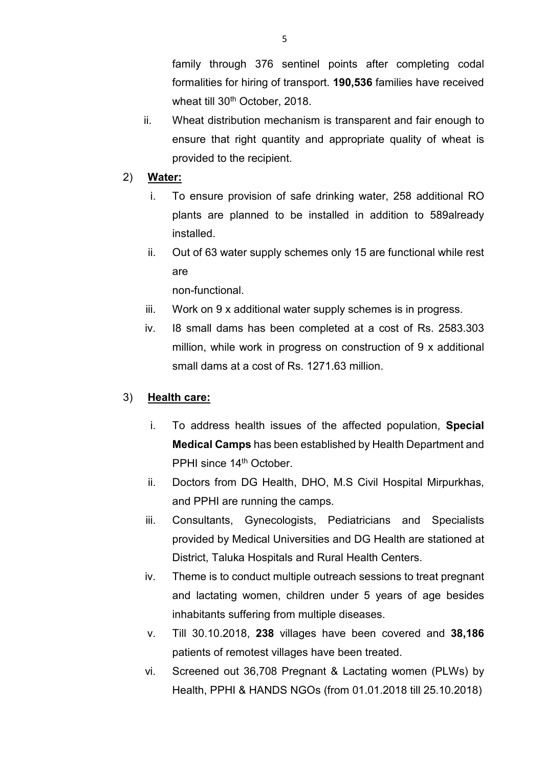family through 376 sentinel points after completing codal formalities for hiring of transport. **190,536** families have received wheat till 30th October, 2018.

ii. Wheat distribution mechanism is transparent and fair enough to ensure that right quantity and appropriate quality of wheat is provided to the recipient.

2) **Water:**

i. To ensure provision of safe drinking water, 258 additional RO plants are planned to be installed in addition to 589already installed.

ii. Out of 63 water supply schemes only 15 are functional while rest are
non-functional.

iii. Work on 9 x additional water supply schemes is in progress.

iv. I8 small dams has been completed at a cost of Rs. 2583.303 million, while work in progress on construction of 9 x additional small dams at a cost of Rs. 1271.63 million.

3) **Health care:**

i. To address health issues of the affected population, **Special Medical Camps** has been established by Health Department and PPHI since 14th October.

ii. Doctors from DG Health, DHO, M.S Civil Hospital Mirpurkhas, and PPHI are running the camps.

iii. Consultants, Gynecologists, Pediatricians and Specialists provided by Medical Universities and DG Health are stationed at District, Taluka Hospitals and Rural Health Centers.

iv. Theme is to conduct multiple outreach sessions to treat pregnant and lactating women, children under 5 years of age besides inhabitants suffering from multiple diseases.

v. Till 30.10.2018, **238** villages have been covered and **38,186** patients of remotest villages have been treated.

vi. Screened out 36,708 Pregnant & Lactating women (PLWs) by Health, PPHI & HANDS NGOs (from 01.01.2018 till 25.10.2018)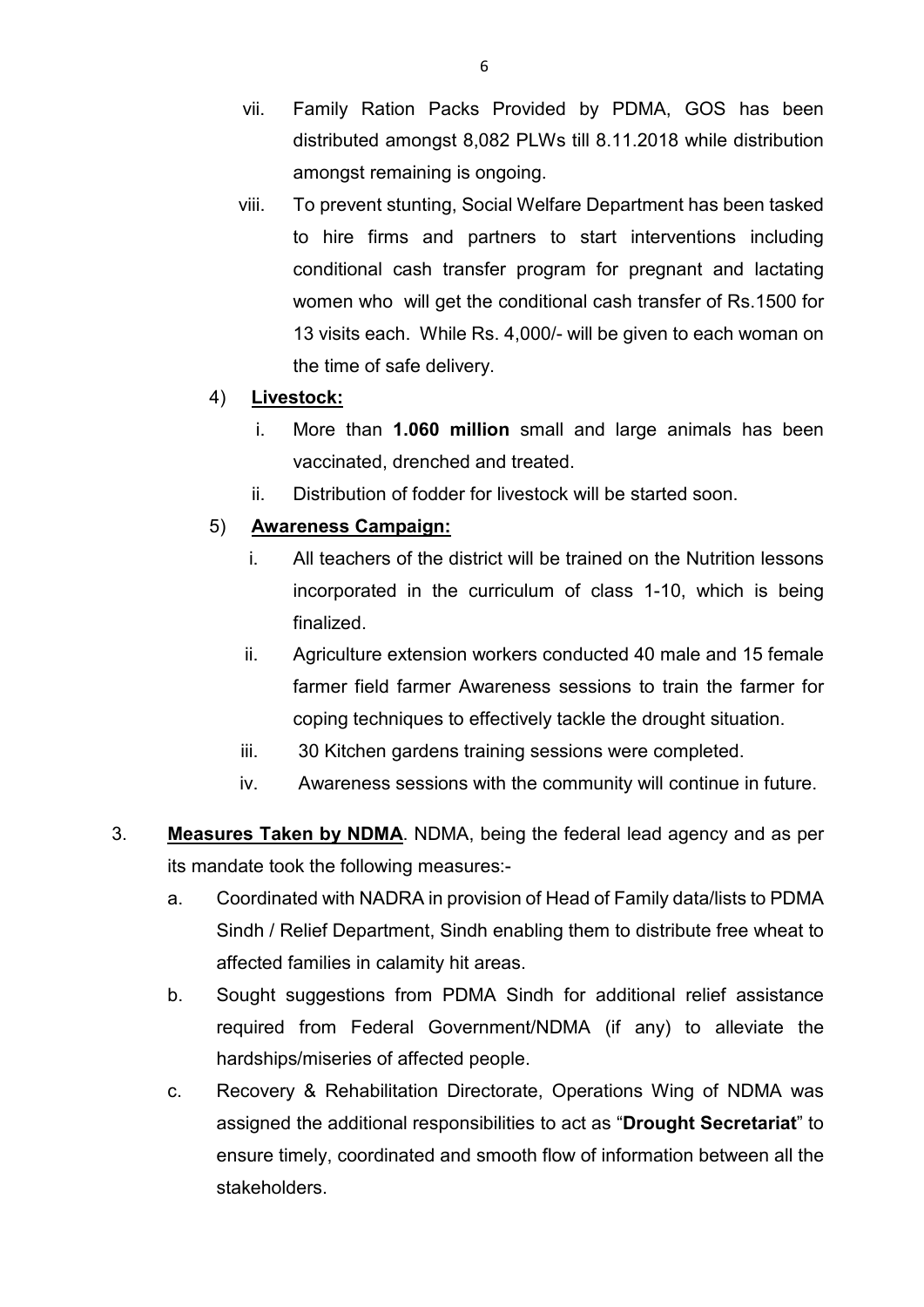vii. Family Ration Packs Provided by PDMA, GOS has been distributed amongst 8,082 PLWs till 8.11.2018 while distribution amongst remaining is ongoing.

viii. To prevent stunting, Social Welfare Department has been tasked to hire firms and partners to start interventions including conditional cash transfer program for pregnant and lactating women who will get the conditional cash transfer of Rs.1500 for 13 visits each. While Rs. 4,000/- will be given to each woman on the time of safe delivery.

4) **<u>Livestock:</u>**

i. More than **1.060 million** small and large animals has been vaccinated, drenched and treated.

ii. Distribution of fodder for livestock will be started soon.

5) **<u>Awareness Campaign:</u>**

i. All teachers of the district will be trained on the Nutrition lessons incorporated in the curriculum of class 1-10, which is being finalized.

ii. Agriculture extension workers conducted 40 male and 15 female farmer field farmer Awareness sessions to train the farmer for coping techniques to effectively tackle the drought situation.

iii. 30 Kitchen gardens training sessions were completed.

iv. Awareness sessions with the community will continue in future.

3. **<u>Measures Taken by NDMA</u>**. NDMA, being the federal lead agency and as per its mandate took the following measures:-

a. Coordinated with NADRA in provision of Head of Family data/lists to PDMA Sindh / Relief Department, Sindh enabling them to distribute free wheat to affected families in calamity hit areas.

b. Sought suggestions from PDMA Sindh for additional relief assistance required from Federal Government/NDMA (if any) to alleviate the hardships/miseries of affected people.

c. Recovery & Rehabilitation Directorate, Operations Wing of NDMA was assigned the additional responsibilities to act as "**Drought Secretariat**" to ensure timely, coordinated and smooth flow of information between all the stakeholders.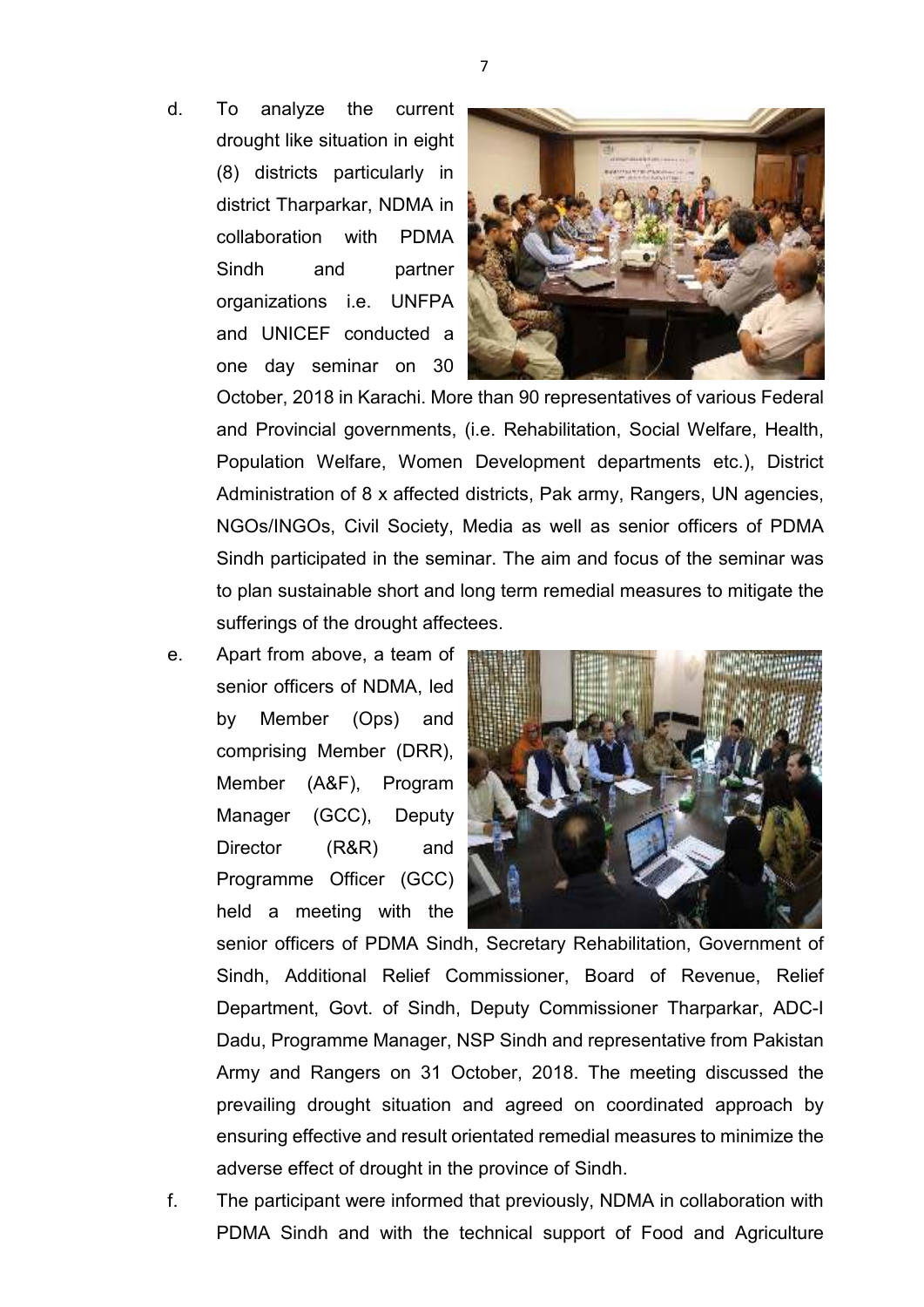d. To analyze the current drought like situation in eight (8) districts particularly in district Tharparkar, NDMA in collaboration with PDMA Sindh and partner organizations i.e. UNFPA and UNICEF conducted a one day seminar on 30 October, 2018 in Karachi. More than 90 representatives of various Federal and Provincial governments, (i.e. Rehabilitation, Social Welfare, Health, Population Welfare, Women Development departments etc.), District Administration of 8 x affected districts, Pak army, Rangers, UN agencies, NGOs/INGOs, Civil Society, Media as well as senior officers of PDMA Sindh participated in the seminar. The aim and focus of the seminar was to plan sustainable short and long term remedial measures to mitigate the sufferings of the drought affectees.

e. Apart from above, a team of senior officers of NDMA, led by Member (Ops) and comprising Member (DRR), Member (A&F), Program Manager (GCC), Deputy Director (R&R) and Programme Officer (GCC) held a meeting with the senior officers of PDMA Sindh, Secretary Rehabilitation, Government of Sindh, Additional Relief Commissioner, Board of Revenue, Relief Department, Govt. of Sindh, Deputy Commissioner Tharparkar, ADC-I Dadu, Programme Manager, NSP Sindh and representative from Pakistan Army and Rangers on 31 October, 2018. The meeting discussed the prevailing drought situation and agreed on coordinated approach by ensuring effective and result orientated remedial measures to minimize the adverse effect of drought in the province of Sindh.

f. The participant were informed that previously, NDMA in collaboration with PDMA Sindh and with the technical support of Food and Agriculture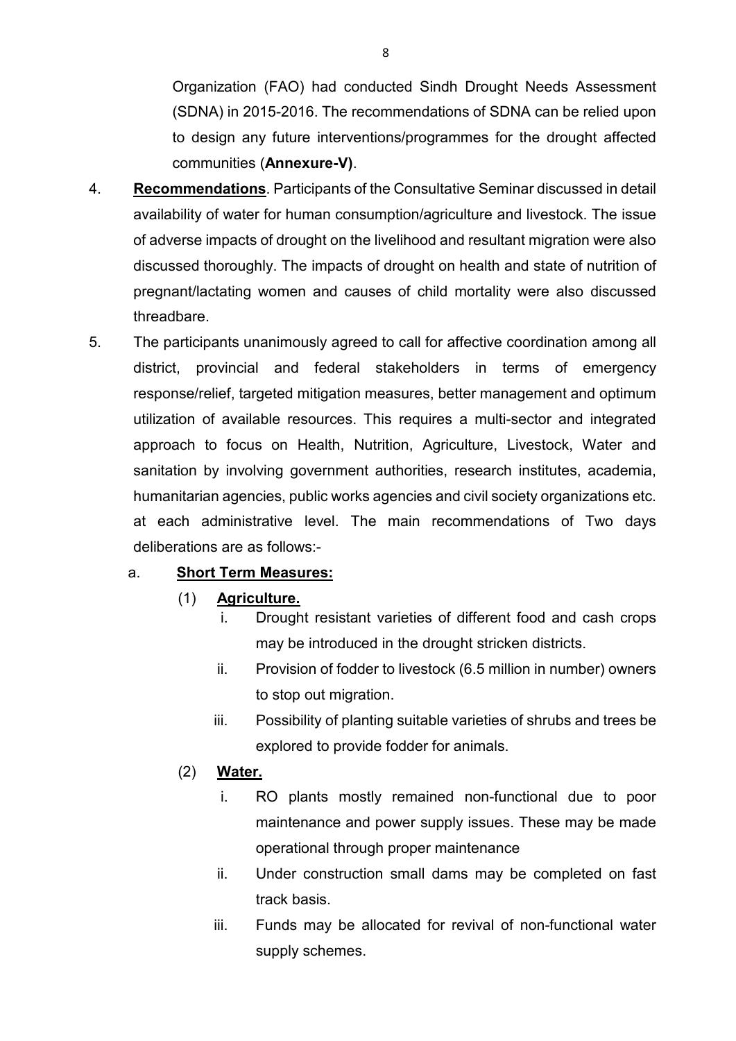Organization (FAO) had conducted Sindh Drought Needs Assessment (SDNA) in 2015-2016. The recommendations of SDNA can be relied upon to design any future interventions/programmes for the drought affected communities (**Annexure-V)**.

4. **Recommendations**. Participants of the Consultative Seminar discussed in detail availability of water for human consumption/agriculture and livestock. The issue of adverse impacts of drought on the livelihood and resultant migration were also discussed thoroughly. The impacts of drought on health and state of nutrition of pregnant/lactating women and causes of child mortality were also discussed threadbare.

5. The participants unanimously agreed to call for affective coordination among all district, provincial and federal stakeholders in terms of emergency response/relief, targeted mitigation measures, better management and optimum utilization of available resources. This requires a multi-sector and integrated approach to focus on Health, Nutrition, Agriculture, Livestock, Water and sanitation by involving government authorities, research institutes, academia, humanitarian agencies, public works agencies and civil society organizations etc. at each administrative level. The main recommendations of Two days deliberations are as follows:-

   a. **Short Term Measures:**

      (1) **Agriculture.**

         i. Drought resistant varieties of different food and cash crops may be introduced in the drought stricken districts.

         ii. Provision of fodder to livestock (6.5 million in number) owners to stop out migration.

         iii. Possibility of planting suitable varieties of shrubs and trees be explored to provide fodder for animals.

      (2) **Water.**

         i. RO plants mostly remained non-functional due to poor maintenance and power supply issues. These may be made operational through proper maintenance

         ii. Under construction small dams may be completed on fast track basis.

         iii. Funds may be allocated for revival of non-functional water supply schemes.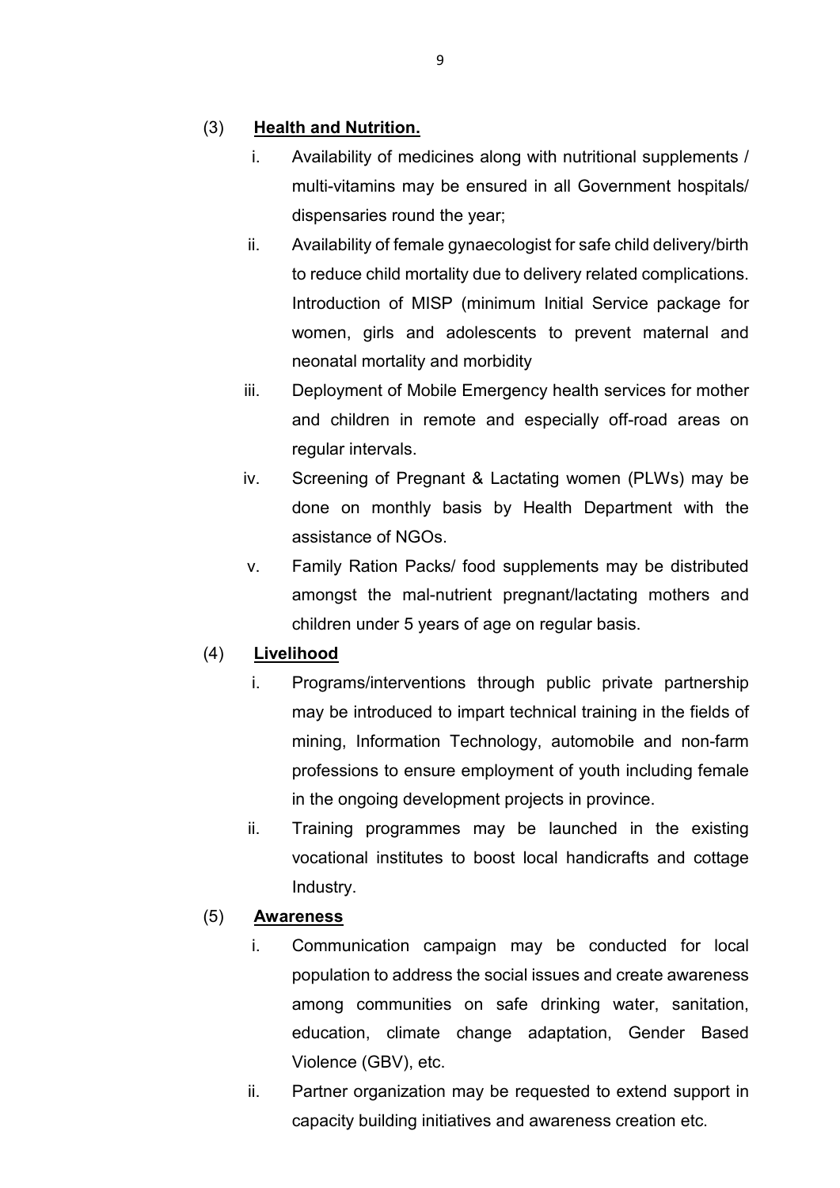(3) **Health and Nutrition.**

i. Availability of medicines along with nutritional supplements / multi-vitamins may be ensured in all Government hospitals/ dispensaries round the year;

ii. Availability of female gynaecologist for safe child delivery/birth to reduce child mortality due to delivery related complications. Introduction of MISP (minimum Initial Service package for women, girls and adolescents to prevent maternal and neonatal mortality and morbidity

iii. Deployment of Mobile Emergency health services for mother and children in remote and especially off-road areas on regular intervals.

iv. Screening of Pregnant & Lactating women (PLWs) may be done on monthly basis by Health Department with the assistance of NGOs.

v. Family Ration Packs/ food supplements may be distributed amongst the mal-nutrient pregnant/lactating mothers and children under 5 years of age on regular basis.

(4) **Livelihood**

i. Programs/interventions through public private partnership may be introduced to impart technical training in the fields of mining, Information Technology, automobile and non-farm professions to ensure employment of youth including female in the ongoing development projects in province.

ii. Training programmes may be launched in the existing vocational institutes to boost local handicrafts and cottage Industry.

(5) **Awareness**

i. Communication campaign may be conducted for local population to address the social issues and create awareness among communities on safe drinking water, sanitation, education, climate change adaptation, Gender Based Violence (GBV), etc.

ii. Partner organization may be requested to extend support in capacity building initiatives and awareness creation etc.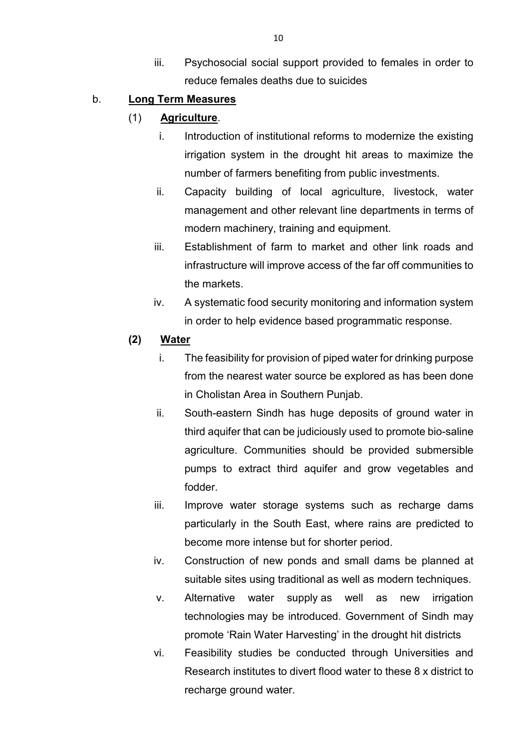iii. Psychosocial social support provided to females in order to reduce females deaths due to suicides

b. **<u>Long Term Measures</u>**

(1) **<u>Agriculture</u>**.

i. Introduction of institutional reforms to modernize the existing irrigation system in the drought hit areas to maximize the number of farmers benefiting from public investments.

ii. Capacity building of local agriculture, livestock, water management and other relevant line departments in terms of modern machinery, training and equipment.

iii. Establishment of farm to market and other link roads and infrastructure will improve access of the far off communities to the markets.

iv. A systematic food security monitoring and information system in order to help evidence based programmatic response.

**(2) <u>Water</u>**

i. The feasibility for provision of piped water for drinking purpose from the nearest water source be explored as has been done in Cholistan Area in Southern Punjab.

ii. South-eastern Sindh has huge deposits of ground water in third aquifer that can be judiciously used to promote bio-saline agriculture. Communities should be provided submersible pumps to extract third aquifer and grow vegetables and fodder.

iii. Improve water storage systems such as recharge dams particularly in the South East, where rains are predicted to become more intense but for shorter period.

iv. Construction of new ponds and small dams be planned at suitable sites using traditional as well as modern techniques.

v. Alternative water supply as well as new irrigation technologies may be introduced. Government of Sindh may promote 'Rain Water Harvesting' in the drought hit districts

vi. Feasibility studies be conducted through Universities and Research institutes to divert flood water to these 8 x district to recharge ground water.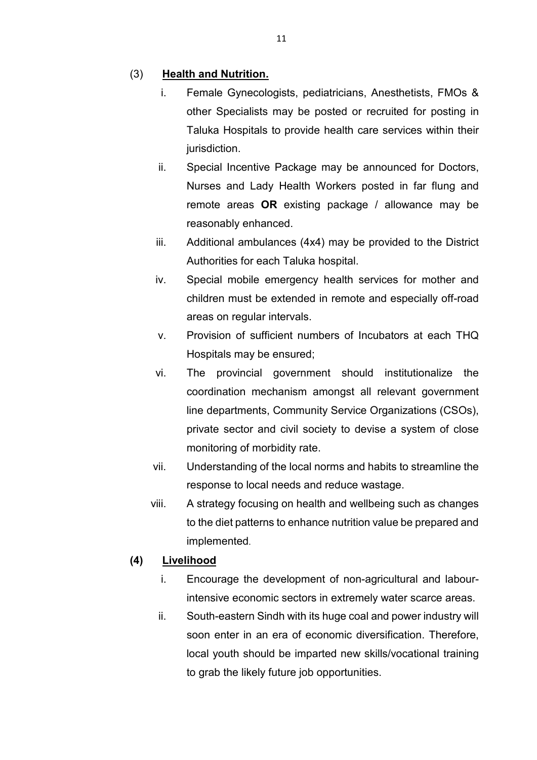### (3) **Health and Nutrition.**

i. Female Gynecologists, pediatricians, Anesthetists, FMOs & other Specialists may be posted or recruited for posting in Taluka Hospitals to provide health care services within their jurisdiction.

ii. Special Incentive Package may be announced for Doctors, Nurses and Lady Health Workers posted in far flung and remote areas **OR** existing package / allowance may be reasonably enhanced.

iii. Additional ambulances (4x4) may be provided to the District Authorities for each Taluka hospital.

iv. Special mobile emergency health services for mother and children must be extended in remote and especially off-road areas on regular intervals.

v. Provision of sufficient numbers of Incubators at each THQ Hospitals may be ensured;

vi. The provincial government should institutionalize the coordination mechanism amongst all relevant government line departments, Community Service Organizations (CSOs), private sector and civil society to devise a system of close monitoring of morbidity rate.

vii. Understanding of the local norms and habits to streamline the response to local needs and reduce wastage.

viii. A strategy focusing on health and wellbeing such as changes to the diet patterns to enhance nutrition value be prepared and implemented.

### **(4) Livelihood**

i. Encourage the development of non-agricultural and labour-intensive economic sectors in extremely water scarce areas.

ii. South-eastern Sindh with its huge coal and power industry will soon enter in an era of economic diversification. Therefore, local youth should be imparted new skills/vocational training to grab the likely future job opportunities.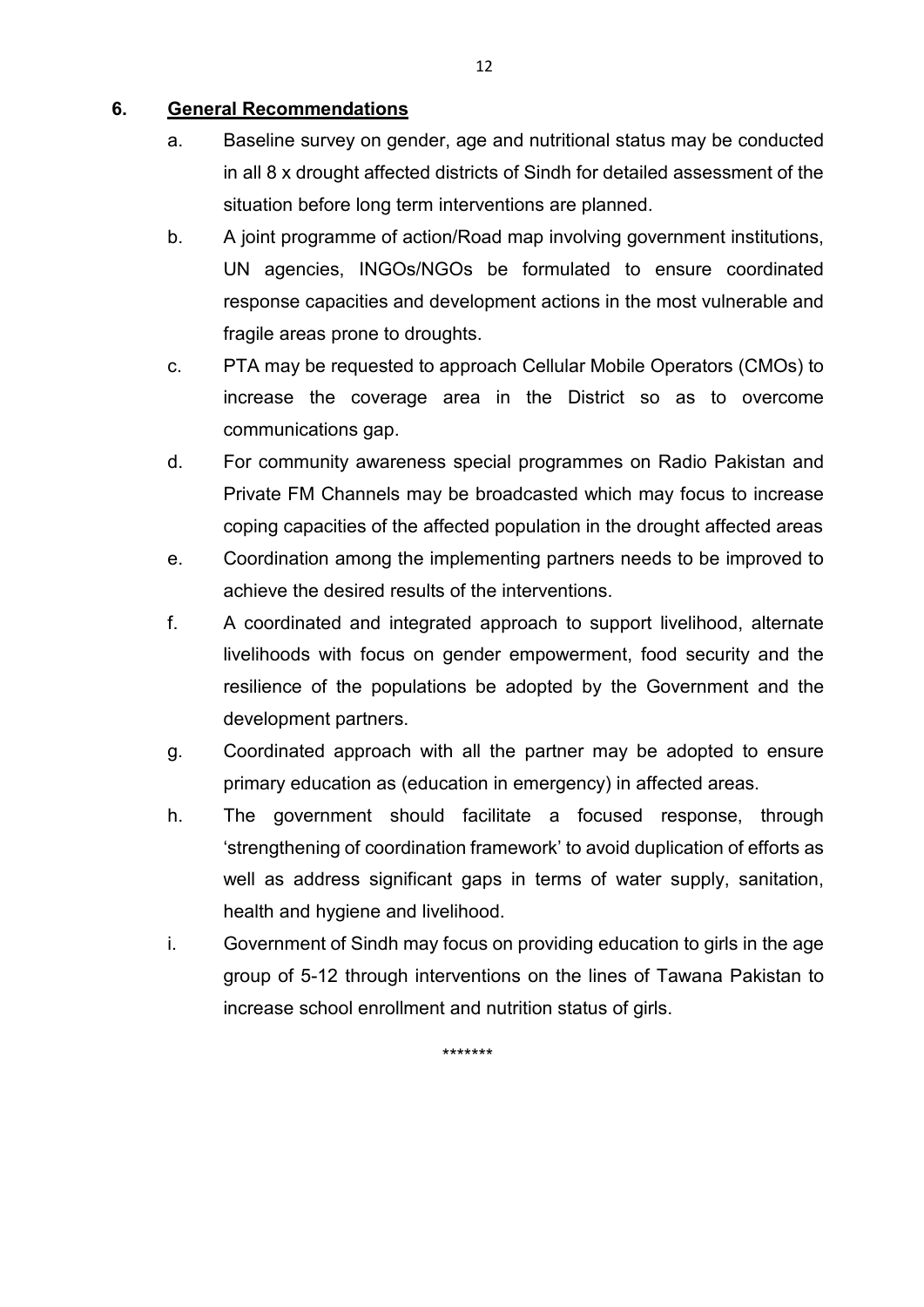## 6. General Recommendations

a. Baseline survey on gender, age and nutritional status may be conducted in all 8 x drought affected districts of Sindh for detailed assessment of the situation before long term interventions are planned.

b. A joint programme of action/Road map involving government institutions, UN agencies, INGOs/NGOs be formulated to ensure coordinated response capacities and development actions in the most vulnerable and fragile areas prone to droughts.

c. PTA may be requested to approach Cellular Mobile Operators (CMOs) to increase the coverage area in the District so as to overcome communications gap.

d. For community awareness special programmes on Radio Pakistan and Private FM Channels may be broadcasted which may focus to increase coping capacities of the affected population in the drought affected areas

e. Coordination among the implementing partners needs to be improved to achieve the desired results of the interventions.

f. A coordinated and integrated approach to support livelihood, alternate livelihoods with focus on gender empowerment, food security and the resilience of the populations be adopted by the Government and the development partners.

g. Coordinated approach with all the partner may be adopted to ensure primary education as (education in emergency) in affected areas.

h. The government should facilitate a focused response, through 'strengthening of coordination framework' to avoid duplication of efforts as well as address significant gaps in terms of water supply, sanitation, health and hygiene and livelihood.

i. Government of Sindh may focus on providing education to girls in the age group of 5-12 through interventions on the lines of Tawana Pakistan to increase school enrollment and nutrition status of girls.

*******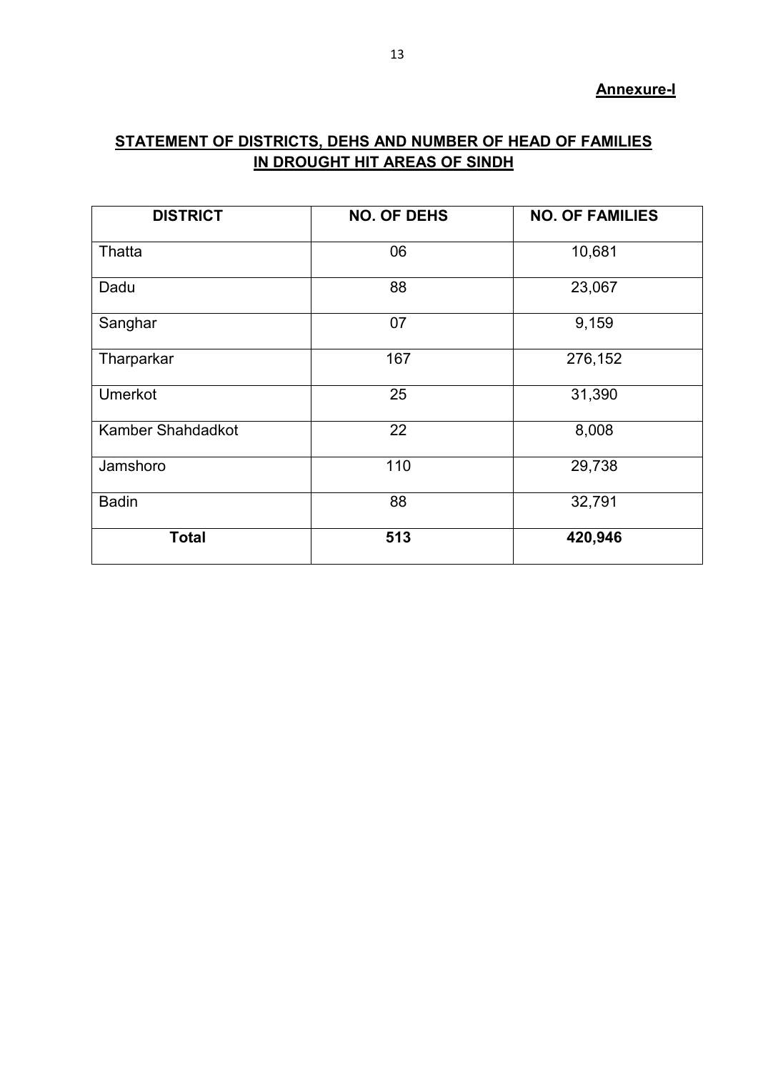**Annexure-I**

## STATEMENT OF DISTRICTS, DEHS AND NUMBER OF HEAD OF FAMILIES IN DROUGHT HIT AREAS OF SINDH

| DISTRICT | NO. OF DEHS | NO. OF FAMILIES |
|---|---|---|
| Thatta | 06 | 10,681 |
| Dadu | 88 | 23,067 |
| Sanghar | 07 | 9,159 |
| Tharparkar | 167 | 276,152 |
| Umerkot | 25 | 31,390 |
| Kamber Shahdadkot | 22 | 8,008 |
| Jamshoro | 110 | 29,738 |
| Badin | 88 | 32,791 |
| **Total** | **513** | **420,946** |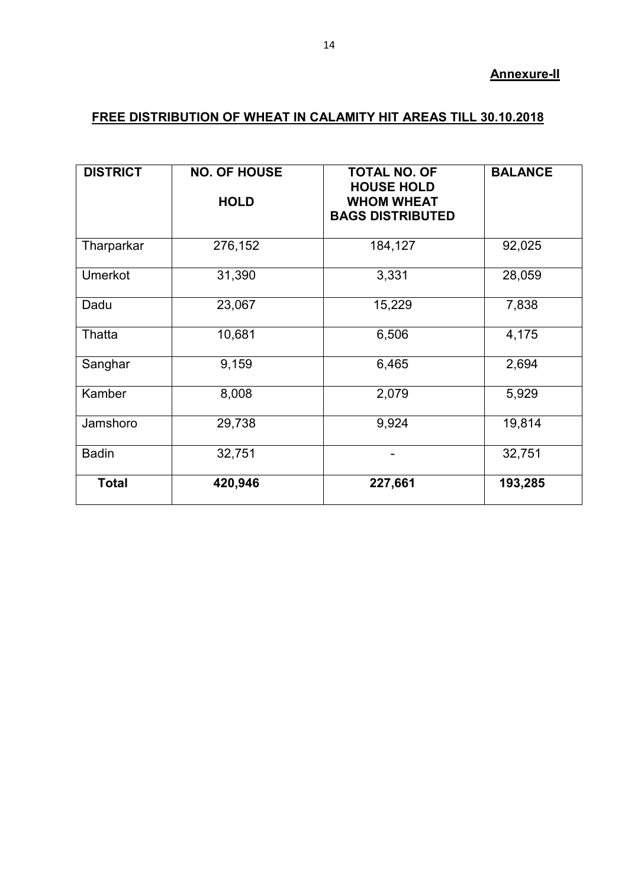**Annexure-II**

## FREE DISTRIBUTION OF WHEAT IN CALAMITY HIT AREAS TILL 30.10.2018

| DISTRICT | NO. OF HOUSE HOLD | TOTAL NO. OF HOUSE HOLD WHOM WHEAT BAGS DISTRIBUTED | BALANCE |
|---|---|---|---|
| Tharparkar | 276,152 | 184,127 | 92,025 |
| Umerkot | 31,390 | 3,331 | 28,059 |
| Dadu | 23,067 | 15,229 | 7,838 |
| Thatta | 10,681 | 6,506 | 4,175 |
| Sanghar | 9,159 | 6,465 | 2,694 |
| Kamber | 8,008 | 2,079 | 5,929 |
| Jamshoro | 29,738 | 9,924 | 19,814 |
| Badin | 32,751 | - | 32,751 |
| **Total** | **420,946** | **227,661** | **193,285** |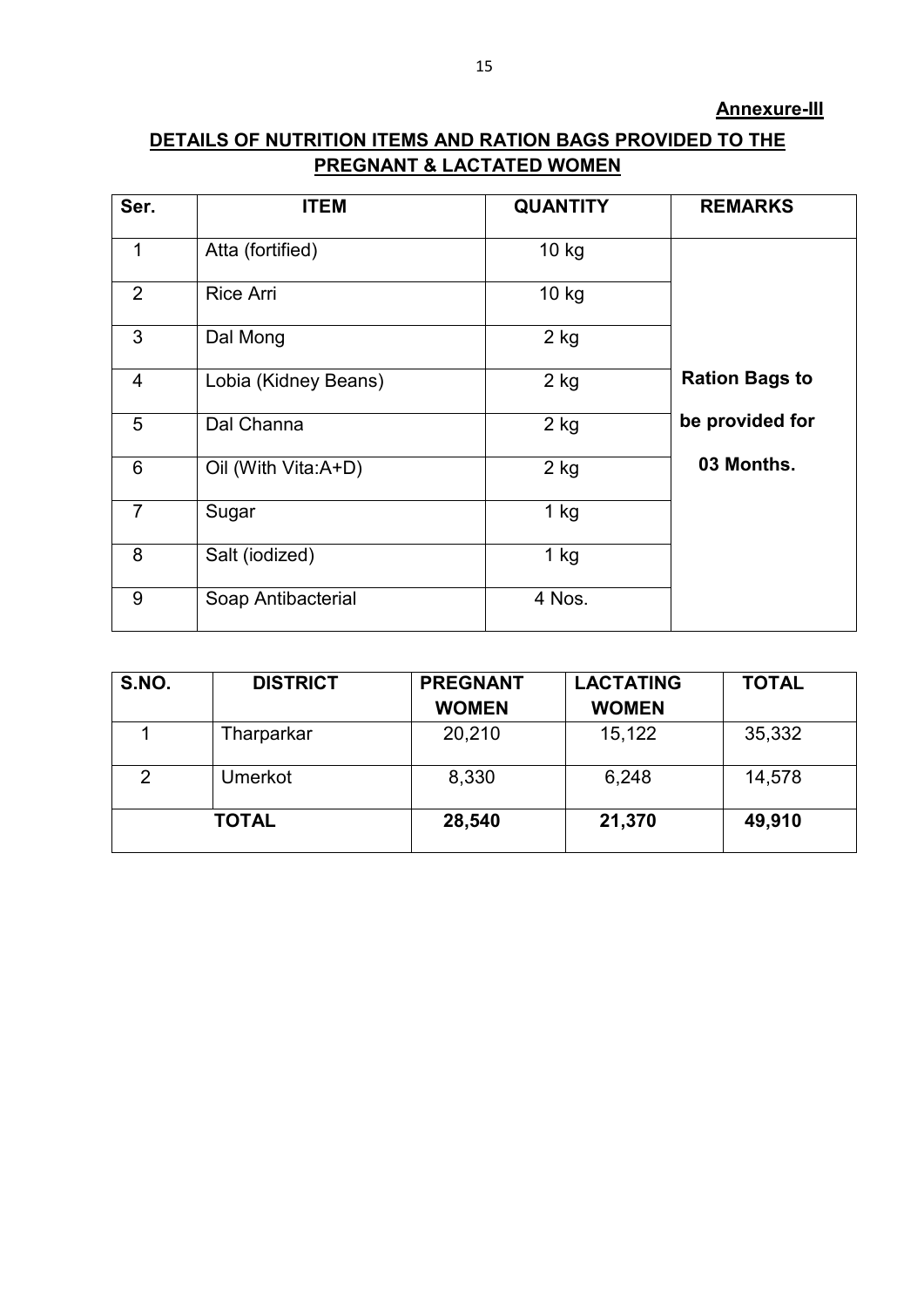**Annexure-III**

## DETAILS OF NUTRITION ITEMS AND RATION BAGS PROVIDED TO THE PREGNANT & LACTATED WOMEN

| Ser. | ITEM | QUANTITY | REMARKS |
|---|---|---|---|
| 1 | Atta (fortified) | 10 kg | **Ration Bags to be provided for 03 Months.** |
| 2 | Rice Arri | 10 kg | |
| 3 | Dal Mong | 2 kg | |
| 4 | Lobia (Kidney Beans) | 2 kg | |
| 5 | Dal Channa | 2 kg | |
| 6 | Oil (With Vita:A+D) | 2 kg | |
| 7 | Sugar | 1 kg | |
| 8 | Salt (iodized) | 1 kg | |
| 9 | Soap Antibacterial | 4 Nos. | |

| S.NO. | DISTRICT | PREGNANT WOMEN | LACTATING WOMEN | TOTAL |
|---|---|---|---|---|
| 1 | Tharparkar | 20,210 | 15,122 | 35,332 |
| 2 | Umerkot | 8,330 | 6,248 | 14,578 |
| **TOTAL** | | **28,540** | **21,370** | **49,910** |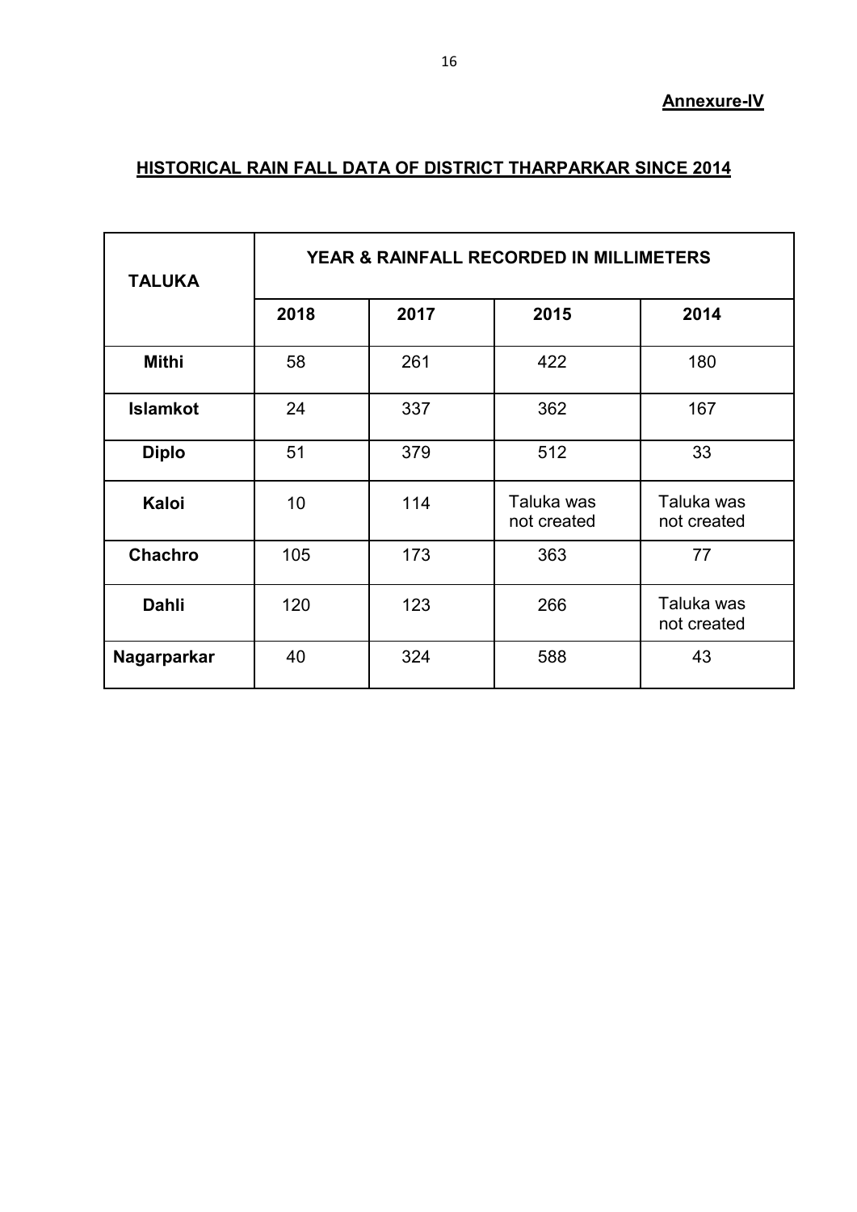**Annexure-IV**

## HISTORICAL RAIN FALL DATA OF DISTRICT THARPARKAR SINCE 2014

| TALUKA | YEAR & RAINFALL RECORDED IN MILLIMETERS | | | |
|---|---|---|---|---|
| | 2018 | 2017 | 2015 | 2014 |
| Mithi | 58 | 261 | 422 | 180 |
| Islamkot | 24 | 337 | 362 | 167 |
| Diplo | 51 | 379 | 512 | 33 |
| Kaloi | 10 | 114 | Taluka was not created | Taluka was not created |
| Chachro | 105 | 173 | 363 | 77 |
| Dahli | 120 | 123 | 266 | Taluka was not created |
| Nagarparkar | 40 | 324 | 588 | 43 |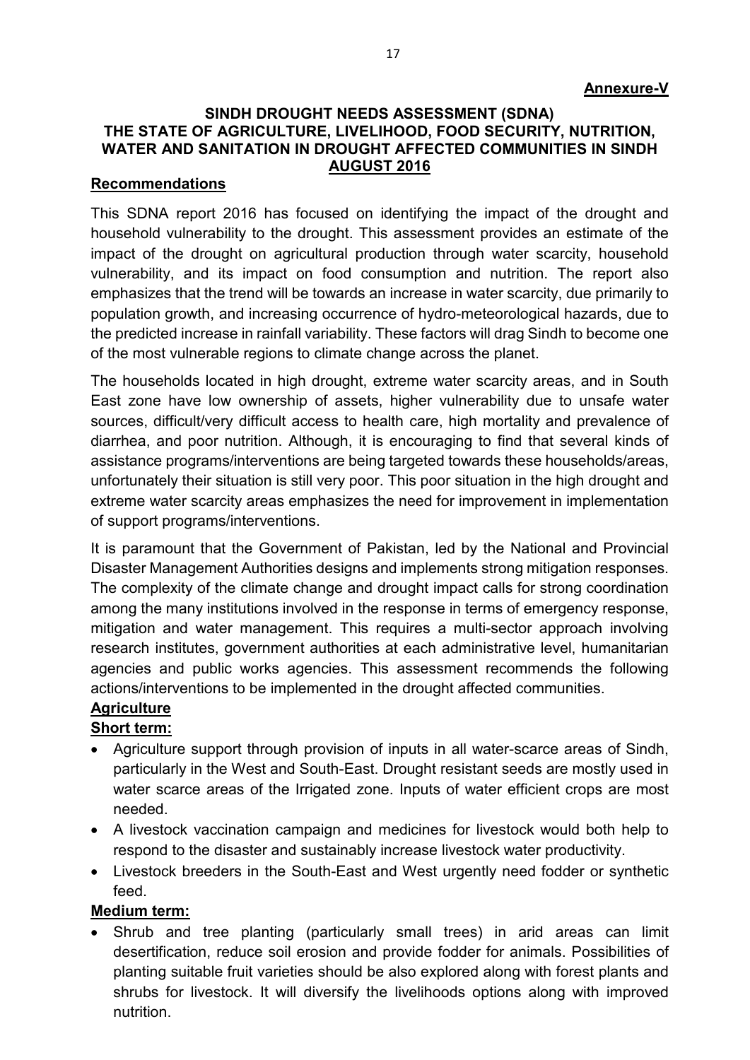**Annexure-V**

## SINDH DROUGHT NEEDS ASSESSMENT (SDNA) THE STATE OF AGRICULTURE, LIVELIHOOD, FOOD SECURITY, NUTRITION, WATER AND SANITATION IN DROUGHT AFFECTED COMMUNITIES IN SINDH AUGUST 2016

### Recommendations

This SDNA report 2016 has focused on identifying the impact of the drought and household vulnerability to the drought. This assessment provides an estimate of the impact of the drought on agricultural production through water scarcity, household vulnerability, and its impact on food consumption and nutrition. The report also emphasizes that the trend will be towards an increase in water scarcity, due primarily to population growth, and increasing occurrence of hydro-meteorological hazards, due to the predicted increase in rainfall variability. These factors will drag Sindh to become one of the most vulnerable regions to climate change across the planet.

The households located in high drought, extreme water scarcity areas, and in South East zone have low ownership of assets, higher vulnerability due to unsafe water sources, difficult/very difficult access to health care, high mortality and prevalence of diarrhea, and poor nutrition. Although, it is encouraging to find that several kinds of assistance programs/interventions are being targeted towards these households/areas, unfortunately their situation is still very poor. This poor situation in the high drought and extreme water scarcity areas emphasizes the need for improvement in implementation of support programs/interventions.

It is paramount that the Government of Pakistan, led by the National and Provincial Disaster Management Authorities designs and implements strong mitigation responses. The complexity of the climate change and drought impact calls for strong coordination among the many institutions involved in the response in terms of emergency response, mitigation and water management. This requires a multi-sector approach involving research institutes, government authorities at each administrative level, humanitarian agencies and public works agencies. This assessment recommends the following actions/interventions to be implemented in the drought affected communities.

### Agriculture

#### Short term:

- Agriculture support through provision of inputs in all water-scarce areas of Sindh, particularly in the West and South-East. Drought resistant seeds are mostly used in water scarce areas of the Irrigated zone. Inputs of water efficient crops are most needed.
- A livestock vaccination campaign and medicines for livestock would both help to respond to the disaster and sustainably increase livestock water productivity.
- Livestock breeders in the South-East and West urgently need fodder or synthetic feed.

#### Medium term:

- Shrub and tree planting (particularly small trees) in arid areas can limit desertification, reduce soil erosion and provide fodder for animals. Possibilities of planting suitable fruit varieties should be also explored along with forest plants and shrubs for livestock. It will diversify the livelihoods options along with improved nutrition.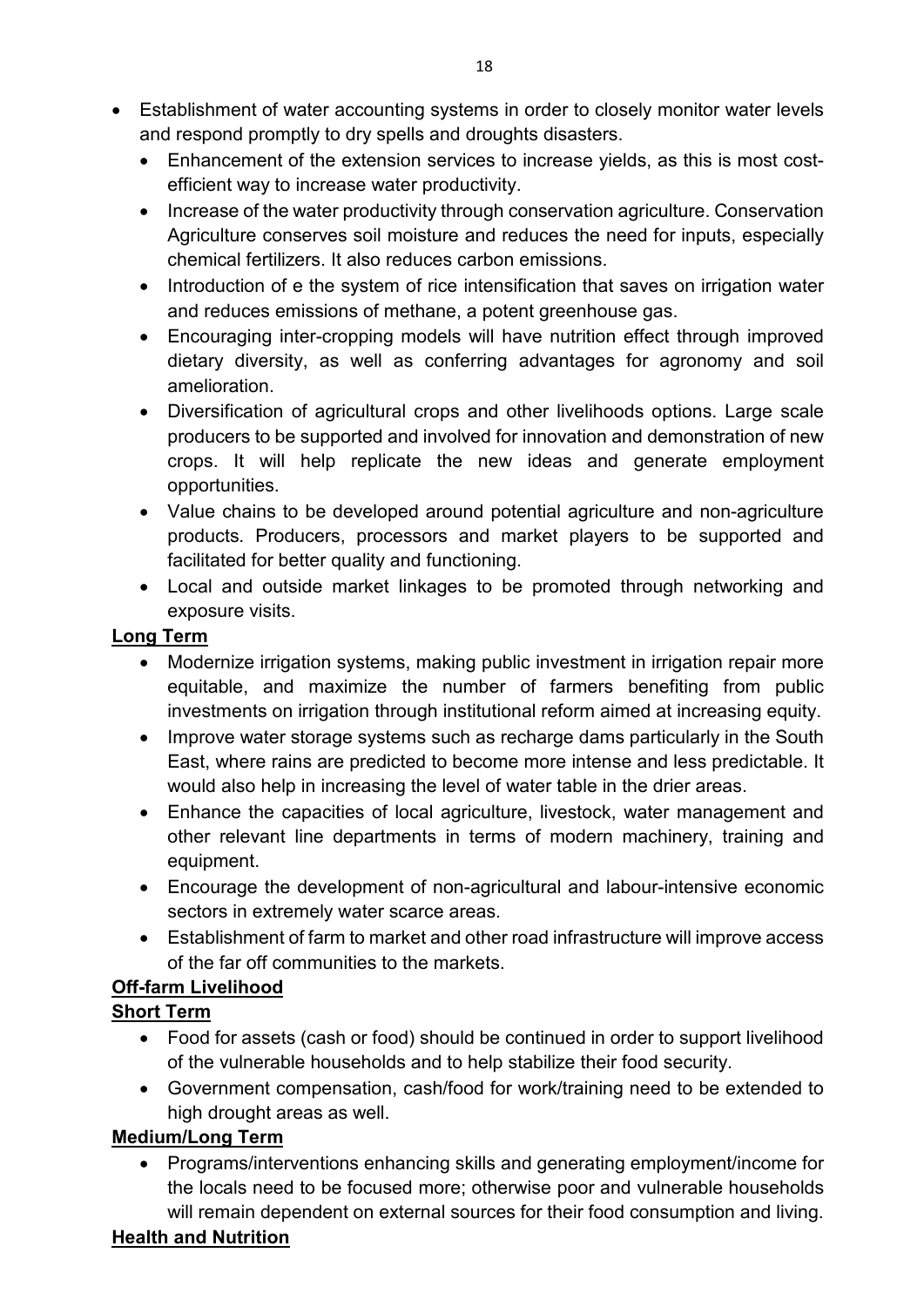- Establishment of water accounting systems in order to closely monitor water levels and respond promptly to dry spells and droughts disasters.
  - Enhancement of the extension services to increase yields, as this is most cost-efficient way to increase water productivity.
  - Increase of the water productivity through conservation agriculture. Conservation Agriculture conserves soil moisture and reduces the need for inputs, especially chemical fertilizers. It also reduces carbon emissions.
  - Introduction of e the system of rice intensification that saves on irrigation water and reduces emissions of methane, a potent greenhouse gas.
  - Encouraging inter-cropping models will have nutrition effect through improved dietary diversity, as well as conferring advantages for agronomy and soil amelioration.
  - Diversification of agricultural crops and other livelihoods options. Large scale producers to be supported and involved for innovation and demonstration of new crops. It will help replicate the new ideas and generate employment opportunities.
  - Value chains to be developed around potential agriculture and non-agriculture products. Producers, processors and market players to be supported and facilitated for better quality and functioning.
  - Local and outside market linkages to be promoted through networking and exposure visits.

**Long Term**

- Modernize irrigation systems, making public investment in irrigation repair more equitable, and maximize the number of farmers benefiting from public investments on irrigation through institutional reform aimed at increasing equity.
- Improve water storage systems such as recharge dams particularly in the South East, where rains are predicted to become more intense and less predictable. It would also help in increasing the level of water table in the drier areas.
- Enhance the capacities of local agriculture, livestock, water management and other relevant line departments in terms of modern machinery, training and equipment.
- Encourage the development of non-agricultural and labour-intensive economic sectors in extremely water scarce areas.
- Establishment of farm to market and other road infrastructure will improve access of the far off communities to the markets.

**Off-farm Livelihood**

**Short Term**

- Food for assets (cash or food) should be continued in order to support livelihood of the vulnerable households and to help stabilize their food security.
- Government compensation, cash/food for work/training need to be extended to high drought areas as well.

**Medium/Long Term**

- Programs/interventions enhancing skills and generating employment/income for the locals need to be focused more; otherwise poor and vulnerable households will remain dependent on external sources for their food consumption and living.

**Health and Nutrition**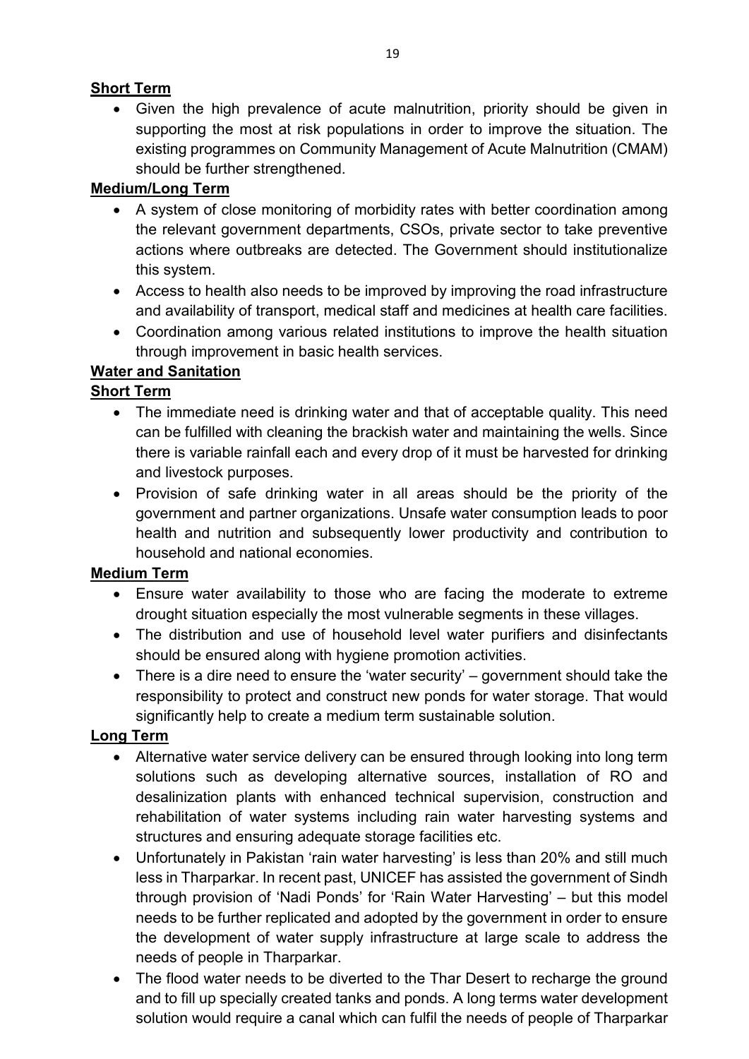**Short Term**

- Given the high prevalence of acute malnutrition, priority should be given in supporting the most at risk populations in order to improve the situation. The existing programmes on Community Management of Acute Malnutrition (CMAM) should be further strengthened.

**Medium/Long Term**

- A system of close monitoring of morbidity rates with better coordination among the relevant government departments, CSOs, private sector to take preventive actions where outbreaks are detected. The Government should institutionalize this system.
- Access to health also needs to be improved by improving the road infrastructure and availability of transport, medical staff and medicines at health care facilities.
- Coordination among various related institutions to improve the health situation through improvement in basic health services.

**Water and Sanitation**

**Short Term**

- The immediate need is drinking water and that of acceptable quality. This need can be fulfilled with cleaning the brackish water and maintaining the wells. Since there is variable rainfall each and every drop of it must be harvested for drinking and livestock purposes.
- Provision of safe drinking water in all areas should be the priority of the government and partner organizations. Unsafe water consumption leads to poor health and nutrition and subsequently lower productivity and contribution to household and national economies.

**Medium Term**

- Ensure water availability to those who are facing the moderate to extreme drought situation especially the most vulnerable segments in these villages.
- The distribution and use of household level water purifiers and disinfectants should be ensured along with hygiene promotion activities.
- There is a dire need to ensure the 'water security' – government should take the responsibility to protect and construct new ponds for water storage. That would significantly help to create a medium term sustainable solution.

**Long Term**

- Alternative water service delivery can be ensured through looking into long term solutions such as developing alternative sources, installation of RO and desalinization plants with enhanced technical supervision, construction and rehabilitation of water systems including rain water harvesting systems and structures and ensuring adequate storage facilities etc.
- Unfortunately in Pakistan 'rain water harvesting' is less than 20% and still much less in Tharparkar. In recent past, UNICEF has assisted the government of Sindh through provision of 'Nadi Ponds' for 'Rain Water Harvesting' – but this model needs to be further replicated and adopted by the government in order to ensure the development of water supply infrastructure at large scale to address the needs of people in Tharparkar.
- The flood water needs to be diverted to the Thar Desert to recharge the ground and to fill up specially created tanks and ponds. A long terms water development solution would require a canal which can fulfil the needs of people of Tharparkar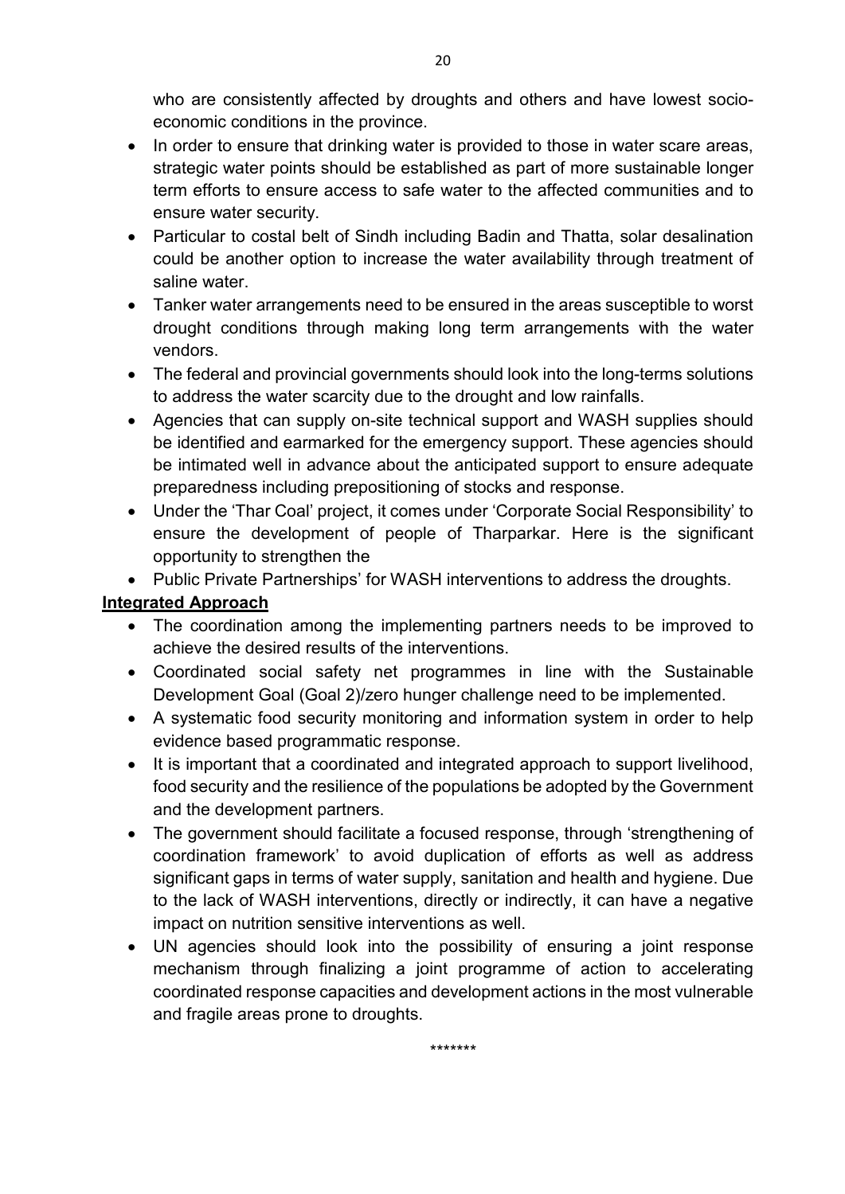who are consistently affected by droughts and others and have lowest socio-economic conditions in the province.

- In order to ensure that drinking water is provided to those in water scare areas, strategic water points should be established as part of more sustainable longer term efforts to ensure access to safe water to the affected communities and to ensure water security.
- Particular to costal belt of Sindh including Badin and Thatta, solar desalination could be another option to increase the water availability through treatment of saline water.
- Tanker water arrangements need to be ensured in the areas susceptible to worst drought conditions through making long term arrangements with the water vendors.
- The federal and provincial governments should look into the long-terms solutions to address the water scarcity due to the drought and low rainfalls.
- Agencies that can supply on-site technical support and WASH supplies should be identified and earmarked for the emergency support. These agencies should be intimated well in advance about the anticipated support to ensure adequate preparedness including prepositioning of stocks and response.
- Under the 'Thar Coal' project, it comes under 'Corporate Social Responsibility' to ensure the development of people of Tharparkar. Here is the significant opportunity to strengthen the
- Public Private Partnerships' for WASH interventions to address the droughts.

**Integrated Approach**

- The coordination among the implementing partners needs to be improved to achieve the desired results of the interventions.
- Coordinated social safety net programmes in line with the Sustainable Development Goal (Goal 2)/zero hunger challenge need to be implemented.
- A systematic food security monitoring and information system in order to help evidence based programmatic response.
- It is important that a coordinated and integrated approach to support livelihood, food security and the resilience of the populations be adopted by the Government and the development partners.
- The government should facilitate a focused response, through 'strengthening of coordination framework' to avoid duplication of efforts as well as address significant gaps in terms of water supply, sanitation and health and hygiene. Due to the lack of WASH interventions, directly or indirectly, it can have a negative impact on nutrition sensitive interventions as well.
- UN agencies should look into the possibility of ensuring a joint response mechanism through finalizing a joint programme of action to accelerating coordinated response capacities and development actions in the most vulnerable and fragile areas prone to droughts.

*******